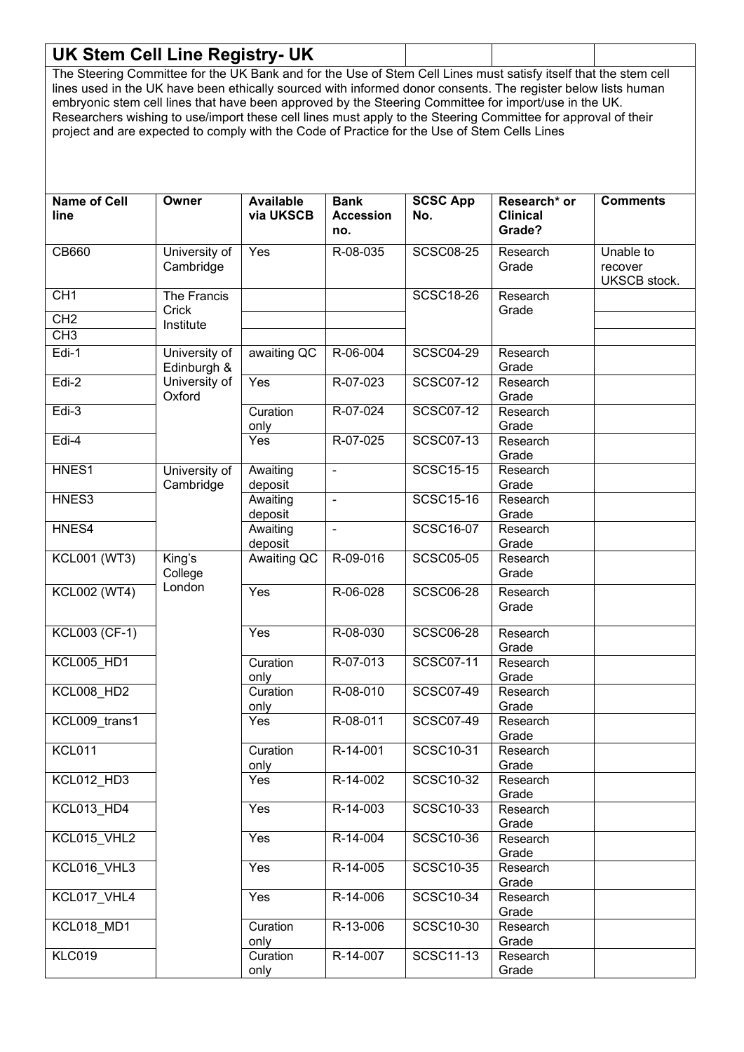# UK Stem Cell Line Registry- UK

The Steering Committee for the UK Bank and for the Use of Stem Cell Lines must satisfy itself that the stem cell lines used in the UK have been ethically sourced with informed donor consents. The register below lists human embryonic stem cell lines that have been approved by the Steering Committee for import/use in the UK. Researchers wishing to use/import these cell lines must apply to the Steering Committee for approval of their project and are expected to comply with the Code of Practice for the Use of Stem Cells Lines

| Name of Cell line | Owner | Available via UKSCB | Bank Accession no. | SCSC App No. | Research* or Clinical Grade? | Comments |
|---|---|---|---|---|---|---|
| CB660 | University of Cambridge | Yes | R-08-035 | SCSC08-25 | Research Grade | Unable to recover UKSCB stock. |
| CH1 | The Francis Crick Institute | | | SCSC18-26 | Research Grade | |
| CH2 | | | | | | |
| CH3 | | | | | | |
| Edi-1 | University of Edinburgh & University of Oxford | awaiting QC | R-06-004 | SCSC04-29 | Research Grade | |
| Edi-2 | | Yes | R-07-023 | SCSC07-12 | Research Grade | |
| Edi-3 | | Curation only | R-07-024 | SCSC07-12 | Research Grade | |
| Edi-4 | | Yes | R-07-025 | SCSC07-13 | Research Grade | |
| HNES1 | University of Cambridge | Awaiting deposit | - | SCSC15-15 | Research Grade | |
| HNES3 | | Awaiting deposit | - | SCSC15-16 | Research Grade | |
| HNES4 | | Awaiting deposit | - | SCSC16-07 | Research Grade | |
| KCL001 (WT3) | King's College London | Awaiting QC | R-09-016 | SCSC05-05 | Research Grade | |
| KCL002 (WT4) | | Yes | R-06-028 | SCSC06-28 | Research Grade | |
| KCL003 (CF-1) | | Yes | R-08-030 | SCSC06-28 | Research Grade | |
| KCL005_HD1 | | Curation only | R-07-013 | SCSC07-11 | Research Grade | |
| KCL008_HD2 | | Curation only | R-08-010 | SCSC07-49 | Research Grade | |
| KCL009_trans1 | | Yes | R-08-011 | SCSC07-49 | Research Grade | |
| KCL011 | | Curation only | R-14-001 | SCSC10-31 | Research Grade | |
| KCL012_HD3 | | Yes | R-14-002 | SCSC10-32 | Research Grade | |
| KCL013_HD4 | | Yes | R-14-003 | SCSC10-33 | Research Grade | |
| KCL015_VHL2 | | Yes | R-14-004 | SCSC10-36 | Research Grade | |
| KCL016_VHL3 | | Yes | R-14-005 | SCSC10-35 | Research Grade | |
| KCL017_VHL4 | | Yes | R-14-006 | SCSC10-34 | Research Grade | |
| KCL018_MD1 | | Curation only | R-13-006 | SCSC10-30 | Research Grade | |
| KLC019 | | Curation only | R-14-007 | SCSC11-13 | Research Grade | |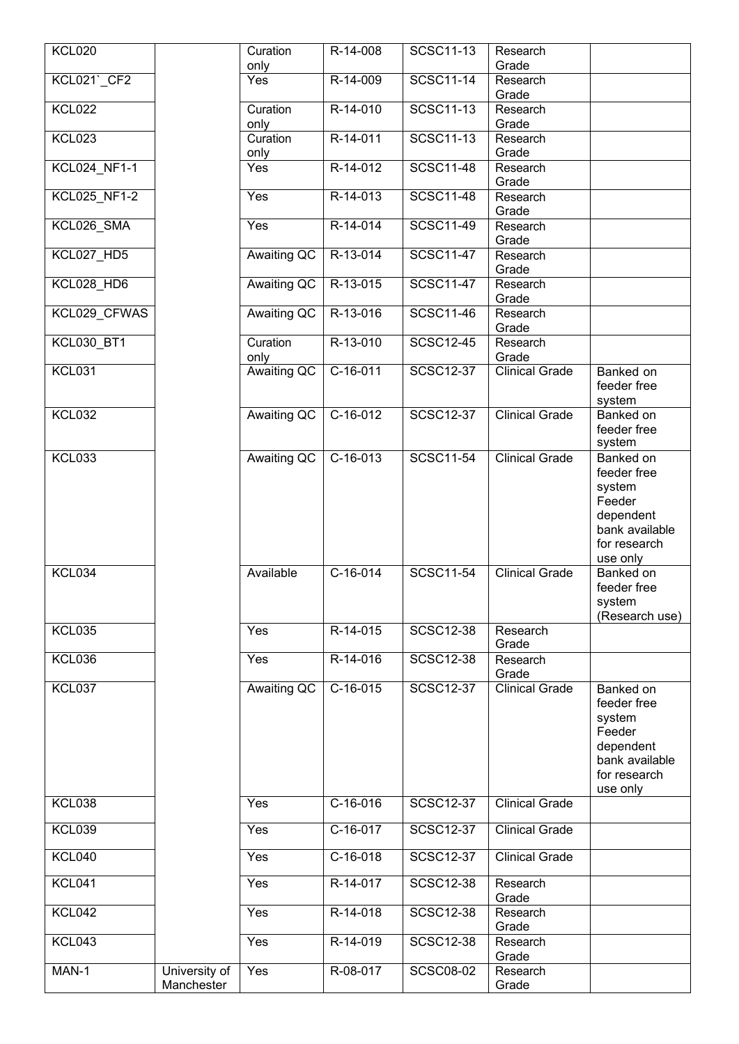| | | | | | | |
|---|---|---|---|---|---|---|
| KCL020 | | Curation only | R-14-008 | SCSC11-13 | Research Grade | |
| KCL021`_CF2 | | Yes | R-14-009 | SCSC11-14 | Research Grade | |
| KCL022 | | Curation only | R-14-010 | SCSC11-13 | Research Grade | |
| KCL023 | | Curation only | R-14-011 | SCSC11-13 | Research Grade | |
| KCL024_NF1-1 | | Yes | R-14-012 | SCSC11-48 | Research Grade | |
| KCL025_NF1-2 | | Yes | R-14-013 | SCSC11-48 | Research Grade | |
| KCL026_SMA | | Yes | R-14-014 | SCSC11-49 | Research Grade | |
| KCL027_HD5 | | Awaiting QC | R-13-014 | SCSC11-47 | Research Grade | |
| KCL028_HD6 | | Awaiting QC | R-13-015 | SCSC11-47 | Research Grade | |
| KCL029_CFWAS | | Awaiting QC | R-13-016 | SCSC11-46 | Research Grade | |
| KCL030_BT1 | | Curation only | R-13-010 | SCSC12-45 | Research Grade | |
| KCL031 | | Awaiting QC | C-16-011 | SCSC12-37 | Clinical Grade | Banked on feeder free system |
| KCL032 | | Awaiting QC | C-16-012 | SCSC12-37 | Clinical Grade | Banked on feeder free system |
| KCL033 | | Awaiting QC | C-16-013 | SCSC11-54 | Clinical Grade | Banked on feeder free system Feeder dependent bank available for research use only |
| KCL034 | | Available | C-16-014 | SCSC11-54 | Clinical Grade | Banked on feeder free system (Research use) |
| KCL035 | | Yes | R-14-015 | SCSC12-38 | Research Grade | |
| KCL036 | | Yes | R-14-016 | SCSC12-38 | Research Grade | |
| KCL037 | | Awaiting QC | C-16-015 | SCSC12-37 | Clinical Grade | Banked on feeder free system Feeder dependent bank available for research use only |
| KCL038 | | Yes | C-16-016 | SCSC12-37 | Clinical Grade | |
| KCL039 | | Yes | C-16-017 | SCSC12-37 | Clinical Grade | |
| KCL040 | | Yes | C-16-018 | SCSC12-37 | Clinical Grade | |
| KCL041 | | Yes | R-14-017 | SCSC12-38 | Research Grade | |
| KCL042 | | Yes | R-14-018 | SCSC12-38 | Research Grade | |
| KCL043 | | Yes | R-14-019 | SCSC12-38 | Research Grade | |
| MAN-1 | University of Manchester | Yes | R-08-017 | SCSC08-02 | Research Grade | |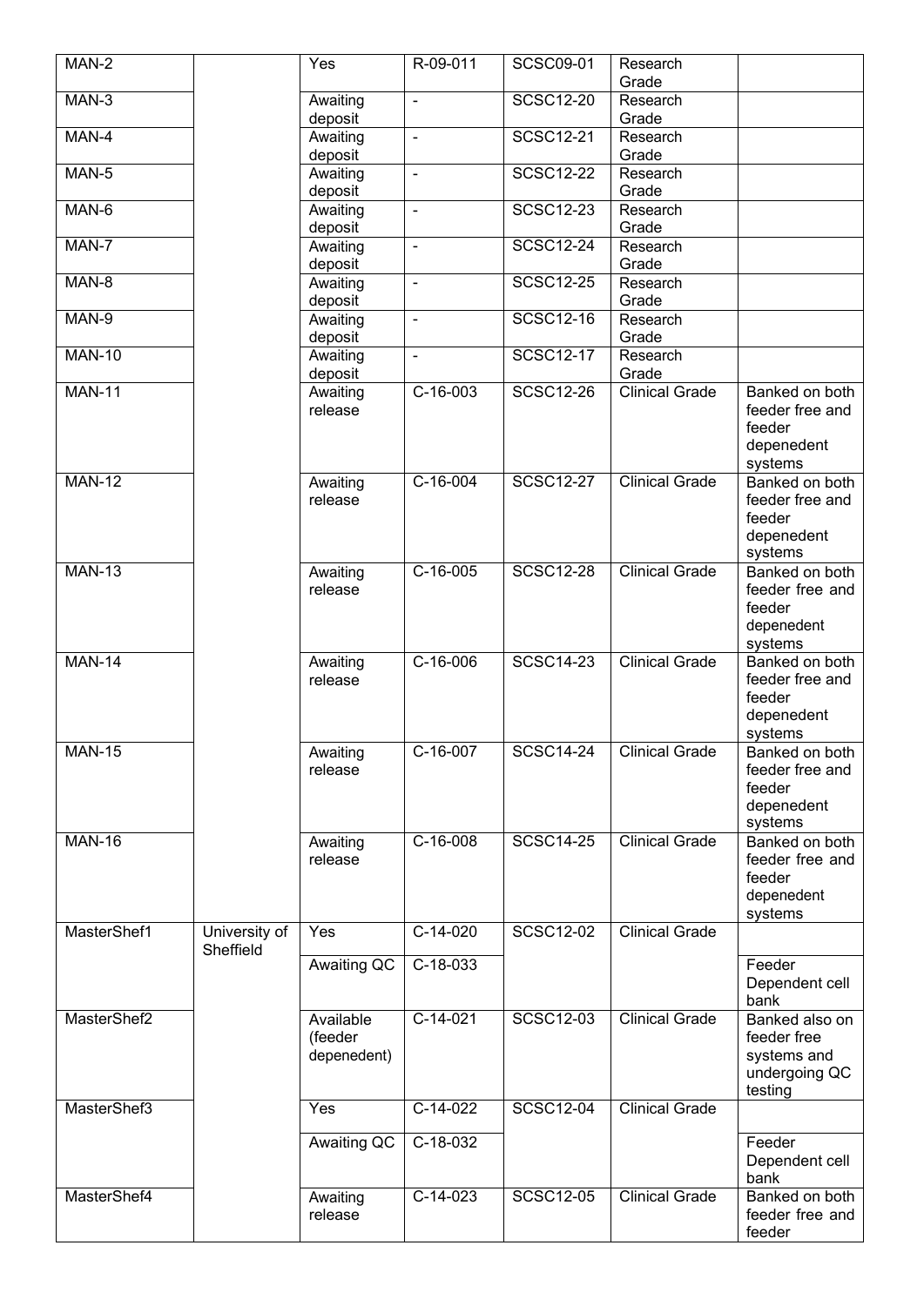| MAN-2 | | Yes | R-09-011 | SCSC09-01 | Research Grade | |
|---|---|---|---|---|---|---|
| MAN-3 | | Awaiting deposit | - | SCSC12-20 | Research Grade | |
| MAN-4 | | Awaiting deposit | - | SCSC12-21 | Research Grade | |
| MAN-5 | | Awaiting deposit | - | SCSC12-22 | Research Grade | |
| MAN-6 | | Awaiting deposit | - | SCSC12-23 | Research Grade | |
| MAN-7 | | Awaiting deposit | - | SCSC12-24 | Research Grade | |
| MAN-8 | | Awaiting deposit | - | SCSC12-25 | Research Grade | |
| MAN-9 | | Awaiting deposit | - | SCSC12-16 | Research Grade | |
| MAN-10 | | Awaiting deposit | - | SCSC12-17 | Research Grade | |
| MAN-11 | | Awaiting release | C-16-003 | SCSC12-26 | Clinical Grade | Banked on both feeder free and feeder depenedent systems |
| MAN-12 | | Awaiting release | C-16-004 | SCSC12-27 | Clinical Grade | Banked on both feeder free and feeder depenedent systems |
| MAN-13 | | Awaiting release | C-16-005 | SCSC12-28 | Clinical Grade | Banked on both feeder free and feeder depenedent systems |
| MAN-14 | | Awaiting release | C-16-006 | SCSC14-23 | Clinical Grade | Banked on both feeder free and feeder depenedent systems |
| MAN-15 | | Awaiting release | C-16-007 | SCSC14-24 | Clinical Grade | Banked on both feeder free and feeder depenedent systems |
| MAN-16 | | Awaiting release | C-16-008 | SCSC14-25 | Clinical Grade | Banked on both feeder free and feeder depenedent systems |
| MasterShef1 | University of Sheffield | Yes | C-14-020 | SCSC12-02 | Clinical Grade | |
| | | Awaiting QC | C-18-033 | | | Feeder Dependent cell bank |
| MasterShef2 | | Available (feeder depenedent) | C-14-021 | SCSC12-03 | Clinical Grade | Banked also on feeder free systems and undergoing QC testing |
| MasterShef3 | | Yes | C-14-022 | SCSC12-04 | Clinical Grade | |
| | | Awaiting QC | C-18-032 | | | Feeder Dependent cell bank |
| MasterShef4 | | Awaiting release | C-14-023 | SCSC12-05 | Clinical Grade | Banked on both feeder free and feeder |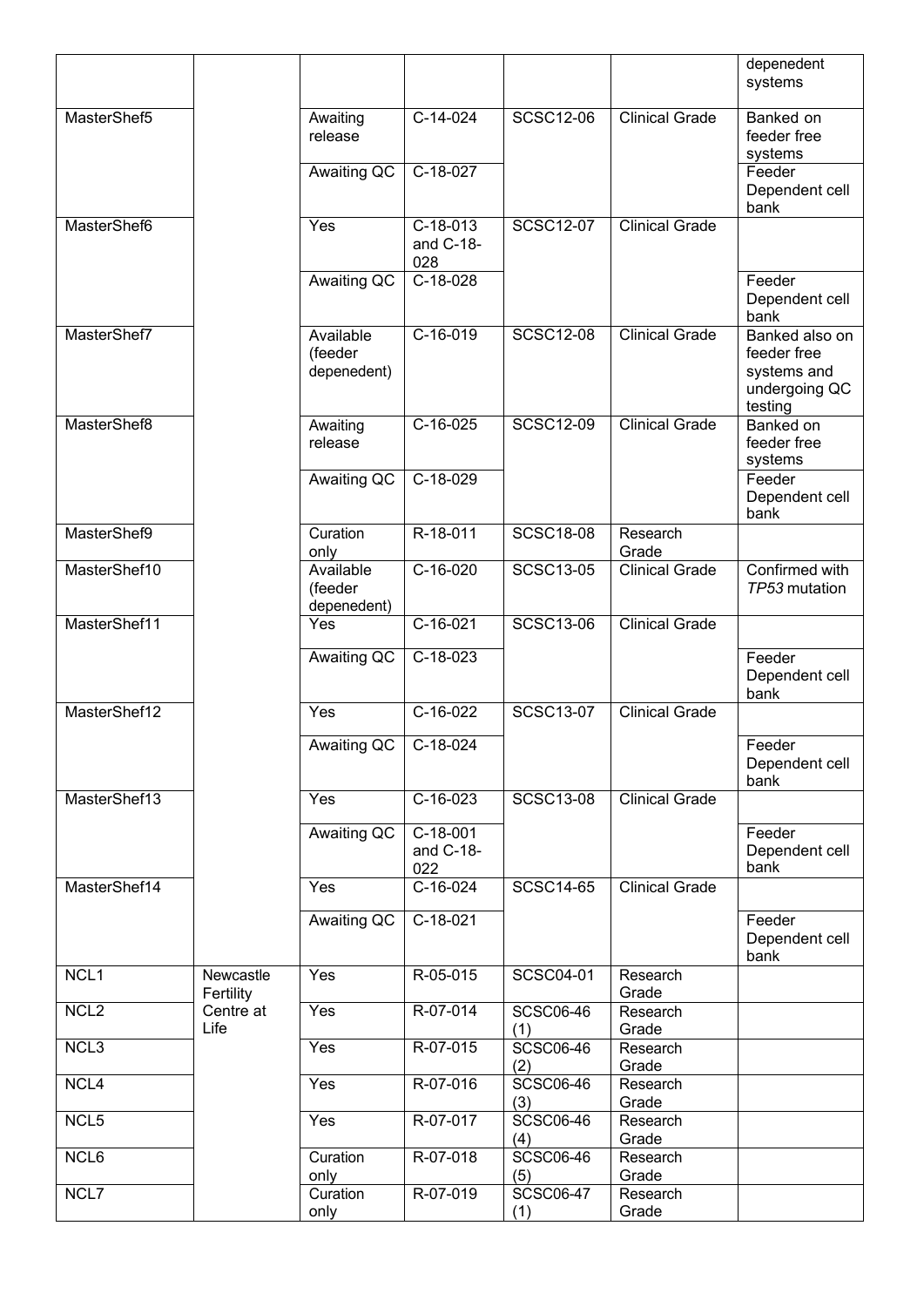| | | | | | | depenedent systems |
|---|---|---|---|---|---|---|
| MasterShef5 | | Awaiting release | C-14-024 | SCSC12-06 | Clinical Grade | Banked on feeder free systems |
| | | Awaiting QC | C-18-027 | | | Feeder Dependent cell bank |
| MasterShef6 | | Yes | C-18-013 and C-18-028 | SCSC12-07 | Clinical Grade | |
| | | Awaiting QC | C-18-028 | | | Feeder Dependent cell bank |
| MasterShef7 | | Available (feeder depenedent) | C-16-019 | SCSC12-08 | Clinical Grade | Banked also on feeder free systems and undergoing QC testing |
| MasterShef8 | | Awaiting release | C-16-025 | SCSC12-09 | Clinical Grade | Banked on feeder free systems |
| | | Awaiting QC | C-18-029 | | | Feeder Dependent cell bank |
| MasterShef9 | | Curation only | R-18-011 | SCSC18-08 | Research Grade | |
| MasterShef10 | | Available (feeder depenedent) | C-16-020 | SCSC13-05 | Clinical Grade | Confirmed with *TP53* mutation |
| MasterShef11 | | Yes | C-16-021 | SCSC13-06 | Clinical Grade | |
| | | Awaiting QC | C-18-023 | | | Feeder Dependent cell bank |
| MasterShef12 | | Yes | C-16-022 | SCSC13-07 | Clinical Grade | |
| | | Awaiting QC | C-18-024 | | | Feeder Dependent cell bank |
| MasterShef13 | | Yes | C-16-023 | SCSC13-08 | Clinical Grade | |
| | | Awaiting QC | C-18-001 and C-18-022 | | | Feeder Dependent cell bank |
| MasterShef14 | | Yes | C-16-024 | SCSC14-65 | Clinical Grade | |
| | | Awaiting QC | C-18-021 | | | Feeder Dependent cell bank |
| NCL1 | Newcastle Fertility Centre at Life | Yes | R-05-015 | SCSC04-01 | Research Grade | |
| NCL2 | | Yes | R-07-014 | SCSC06-46 (1) | Research Grade | |
| NCL3 | | Yes | R-07-015 | SCSC06-46 (2) | Research Grade | |
| NCL4 | | Yes | R-07-016 | SCSC06-46 (3) | Research Grade | |
| NCL5 | | Yes | R-07-017 | SCSC06-46 (4) | Research Grade | |
| NCL6 | | Curation only | R-07-018 | SCSC06-46 (5) | Research Grade | |
| NCL7 | | Curation only | R-07-019 | SCSC06-47 (1) | Research Grade | |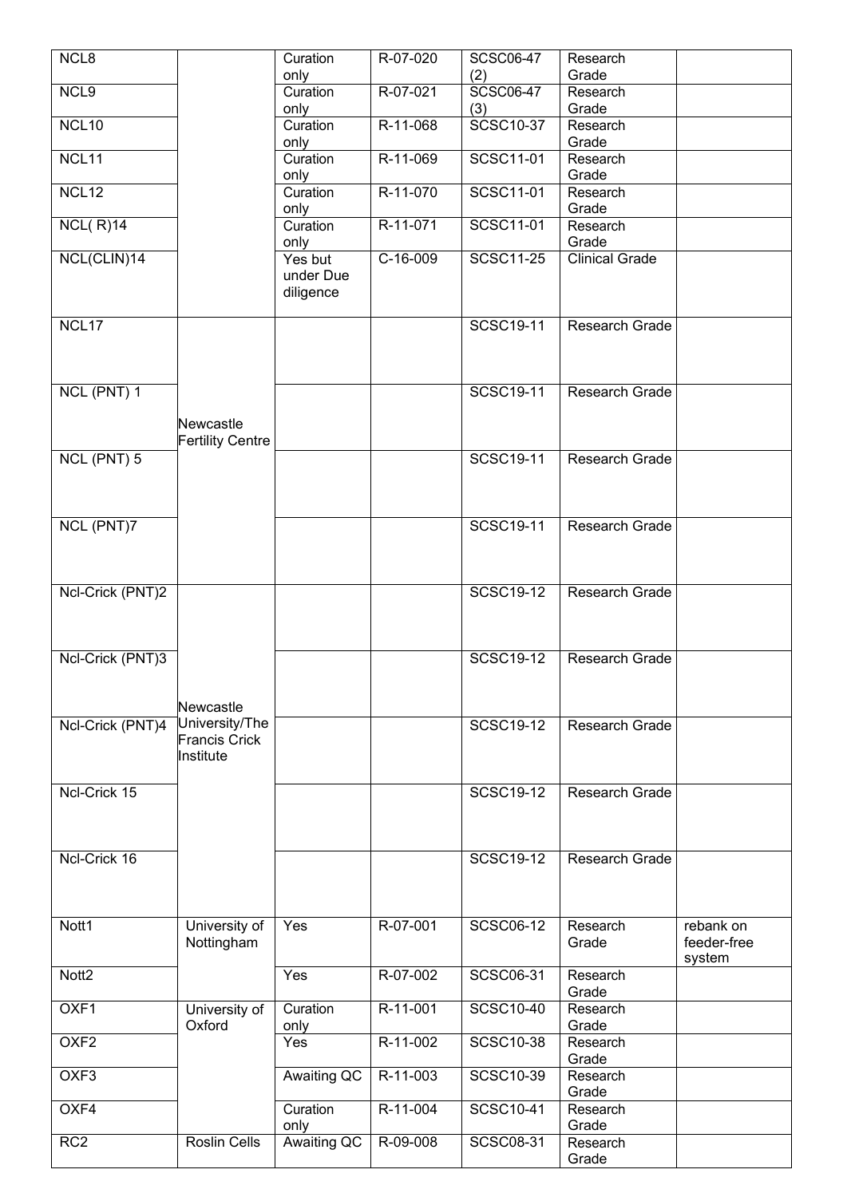| | | | | | | |
|---|---|---|---|---|---|---|
| NCL8 | | Curation only | R-07-020 | SCSC06-47 (2) | Research Grade | |
| NCL9 | | Curation only | R-07-021 | SCSC06-47 (3) | Research Grade | |
| NCL10 | | Curation only | R-11-068 | SCSC10-37 | Research Grade | |
| NCL11 | | Curation only | R-11-069 | SCSC11-01 | Research Grade | |
| NCL12 | | Curation only | R-11-070 | SCSC11-01 | Research Grade | |
| NCL( R)14 | | Curation only | R-11-071 | SCSC11-01 | Research Grade | |
| NCL(CLIN)14 | | Yes but under Due diligence | C-16-009 | SCSC11-25 | Clinical Grade | |
| NCL17 | Newcastle Fertility Centre | | | SCSC19-11 | Research Grade | |
| NCL (PNT) 1 | | | | SCSC19-11 | Research Grade | |
| NCL (PNT) 5 | | | | SCSC19-11 | Research Grade | |
| NCL (PNT)7 | | | | SCSC19-11 | Research Grade | |
| Ncl-Crick (PNT)2 | Newcastle University/The Francis Crick Institute | | | SCSC19-12 | Research Grade | |
| Ncl-Crick (PNT)3 | | | | SCSC19-12 | Research Grade | |
| Ncl-Crick (PNT)4 | | | | SCSC19-12 | Research Grade | |
| Ncl-Crick 15 | | | | SCSC19-12 | Research Grade | |
| Ncl-Crick 16 | | | | SCSC19-12 | Research Grade | |
| Nott1 | University of Nottingham | Yes | R-07-001 | SCSC06-12 | Research Grade | rebank on feeder-free system |
| Nott2 | | Yes | R-07-002 | SCSC06-31 | Research Grade | |
| OXF1 | University of Oxford | Curation only | R-11-001 | SCSC10-40 | Research Grade | |
| OXF2 | | Yes | R-11-002 | SCSC10-38 | Research Grade | |
| OXF3 | | Awaiting QC | R-11-003 | SCSC10-39 | Research Grade | |
| OXF4 | | Curation only | R-11-004 | SCSC10-41 | Research Grade | |
| RC2 | Roslin Cells | Awaiting QC | R-09-008 | SCSC08-31 | Research Grade | |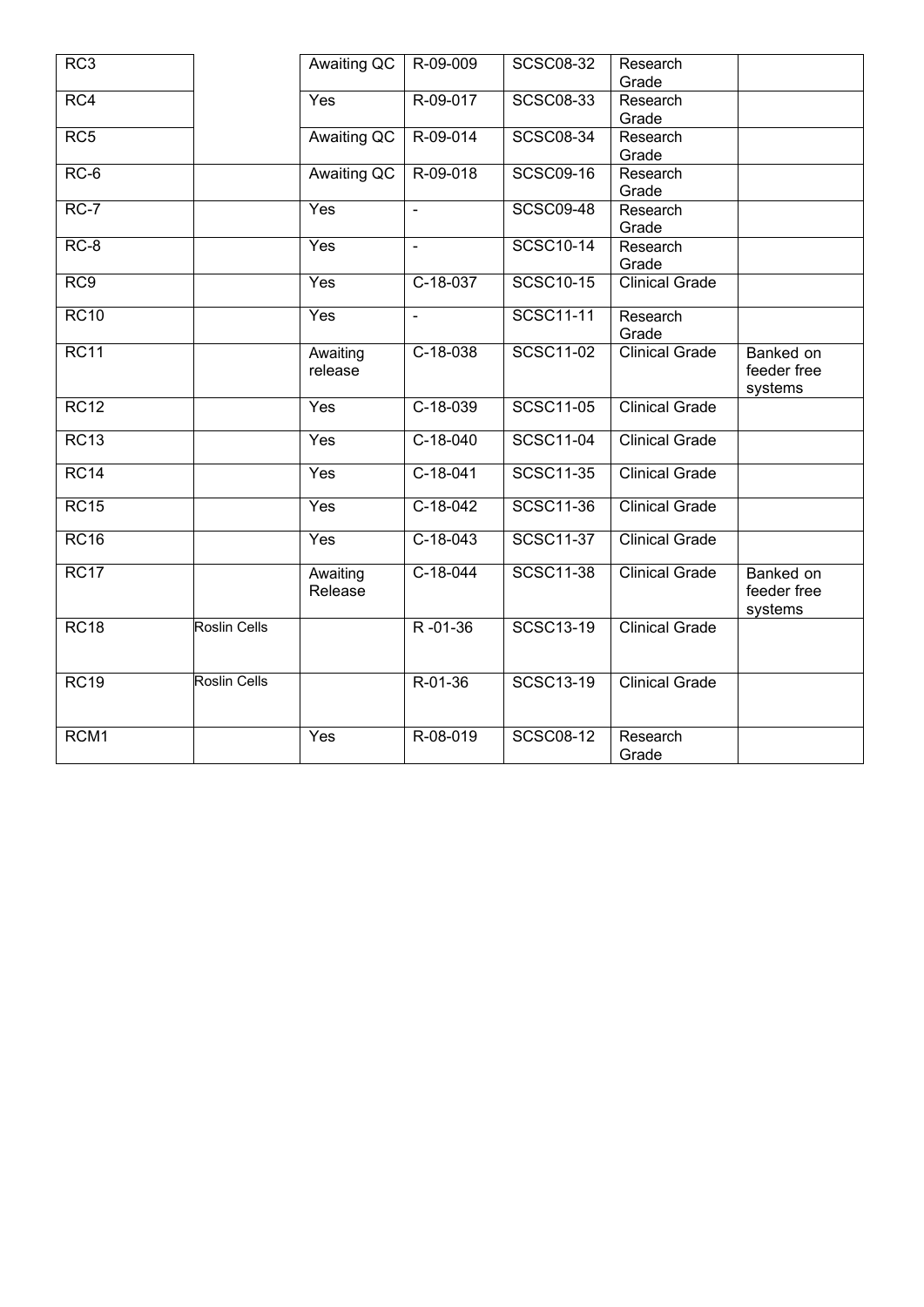| | | | | | | |
|---|---|---|---|---|---|---|
| RC3 | | Awaiting QC | R-09-009 | SCSC08-32 | Research Grade | |
| RC4 | | Yes | R-09-017 | SCSC08-33 | Research Grade | |
| RC5 | | Awaiting QC | R-09-014 | SCSC08-34 | Research Grade | |
| RC-6 | | Awaiting QC | R-09-018 | SCSC09-16 | Research Grade | |
| RC-7 | | Yes | - | SCSC09-48 | Research Grade | |
| RC-8 | | Yes | - | SCSC10-14 | Research Grade | |
| RC9 | | Yes | C-18-037 | SCSC10-15 | Clinical Grade | |
| RC10 | | Yes | - | SCSC11-11 | Research Grade | |
| RC11 | | Awaiting release | C-18-038 | SCSC11-02 | Clinical Grade | Banked on feeder free systems |
| RC12 | | Yes | C-18-039 | SCSC11-05 | Clinical Grade | |
| RC13 | | Yes | C-18-040 | SCSC11-04 | Clinical Grade | |
| RC14 | | Yes | C-18-041 | SCSC11-35 | Clinical Grade | |
| RC15 | | Yes | C-18-042 | SCSC11-36 | Clinical Grade | |
| RC16 | | Yes | C-18-043 | SCSC11-37 | Clinical Grade | |
| RC17 | | Awaiting Release | C-18-044 | SCSC11-38 | Clinical Grade | Banked on feeder free systems |
| RC18 | Roslin Cells | | R -01-36 | SCSC13-19 | Clinical Grade | |
| RC19 | Roslin Cells | | R-01-36 | SCSC13-19 | Clinical Grade | |
| RCM1 | | Yes | R-08-019 | SCSC08-12 | Research Grade | |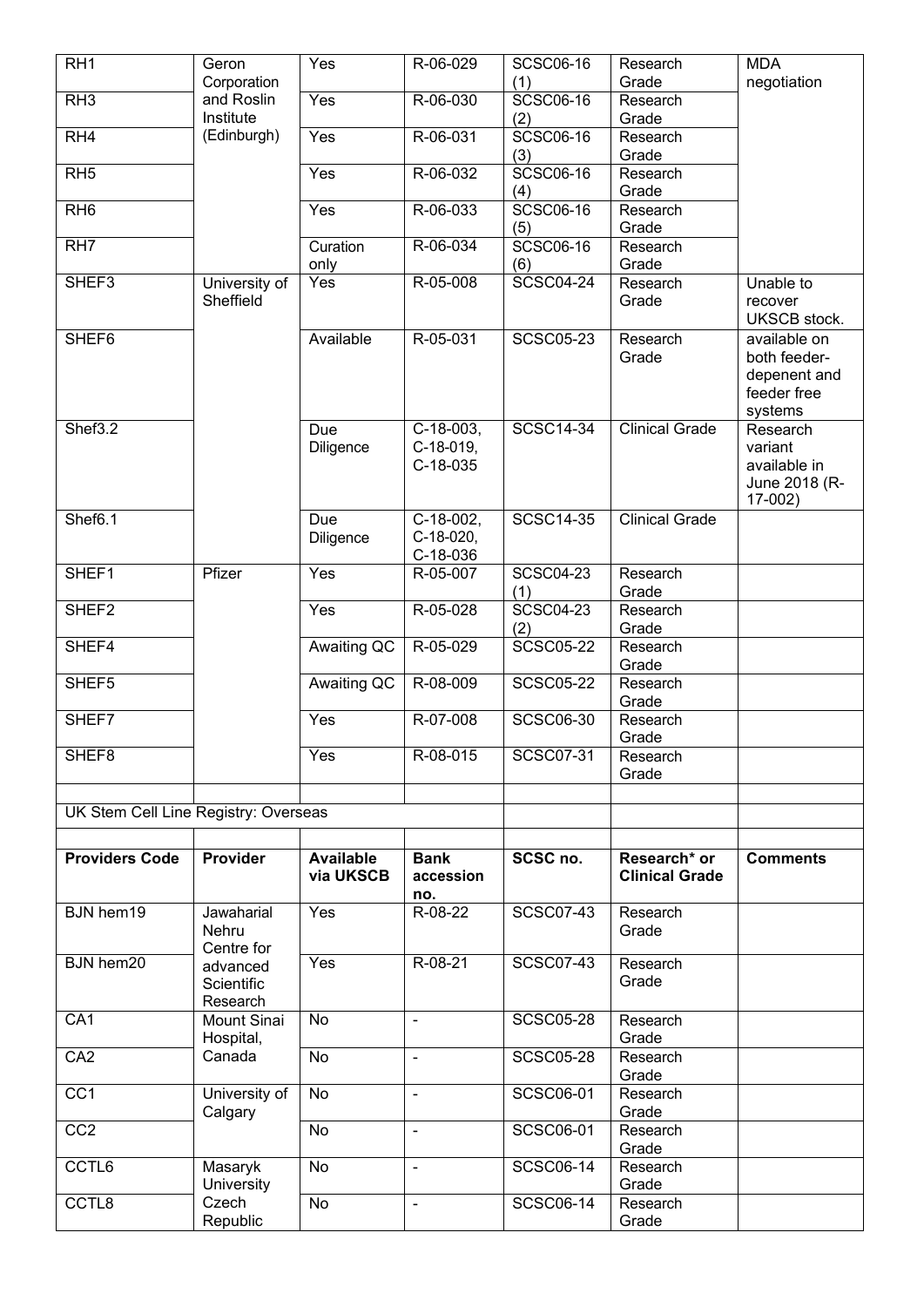| | | | | | | |
|---|---|---|---|---|---|---|
| RH1 | Geron Corporation and Roslin Institute (Edinburgh) | Yes | R-06-029 | SCSC06-16 (1) | Research Grade | MDA negotiation |
| RH3 | | Yes | R-06-030 | SCSC06-16 (2) | Research Grade | |
| RH4 | | Yes | R-06-031 | SCSC06-16 (3) | Research Grade | |
| RH5 | | Yes | R-06-032 | SCSC06-16 (4) | Research Grade | |
| RH6 | | Yes | R-06-033 | SCSC06-16 (5) | Research Grade | |
| RH7 | | Curation only | R-06-034 | SCSC06-16 (6) | Research Grade | |
| SHEF3 | University of Sheffield | Yes | R-05-008 | SCSC04-24 | Research Grade | Unable to recover UKSCB stock. |
| SHEF6 | | Available | R-05-031 | SCSC05-23 | Research Grade | available on both feeder-depenent and feeder free systems |
| Shef3.2 | | Due Diligence | C-18-003, C-18-019, C-18-035 | SCSC14-34 | Clinical Grade | Research variant available in June 2018 (R-17-002) |
| Shef6.1 | | Due Diligence | C-18-002, C-18-020, C-18-036 | SCSC14-35 | Clinical Grade | |
| SHEF1 | Pfizer | Yes | R-05-007 | SCSC04-23 (1) | Research Grade | |
| SHEF2 | | Yes | R-05-028 | SCSC04-23 (2) | Research Grade | |
| SHEF4 | | Awaiting QC | R-05-029 | SCSC05-22 | Research Grade | |
| SHEF5 | | Awaiting QC | R-08-009 | SCSC05-22 | Research Grade | |
| SHEF7 | | Yes | R-07-008 | SCSC06-30 | Research Grade | |
| SHEF8 | | Yes | R-08-015 | SCSC07-31 | Research Grade | |

UK Stem Cell Line Registry: Overseas

| Providers Code | Provider | Available via UKSCB | Bank accession no. | SCSC no. | Research* or Clinical Grade | Comments |
|---|---|---|---|---|---|---|
| BJN hem19 | Jawaharial Nehru Centre for advanced Scientific Research | Yes | R-08-22 | SCSC07-43 | Research Grade | |
| BJN hem20 | | Yes | R-08-21 | SCSC07-43 | Research Grade | |
| CA1 | Mount Sinai Hospital, Canada | No | - | SCSC05-28 | Research Grade | |
| CA2 | | No | - | SCSC05-28 | Research Grade | |
| CC1 | University of Calgary | No | - | SCSC06-01 | Research Grade | |
| CC2 | | No | - | SCSC06-01 | Research Grade | |
| CCTL6 | Masaryk University Czech Republic | No | - | SCSC06-14 | Research Grade | |
| CCTL8 | | No | - | SCSC06-14 | Research Grade | |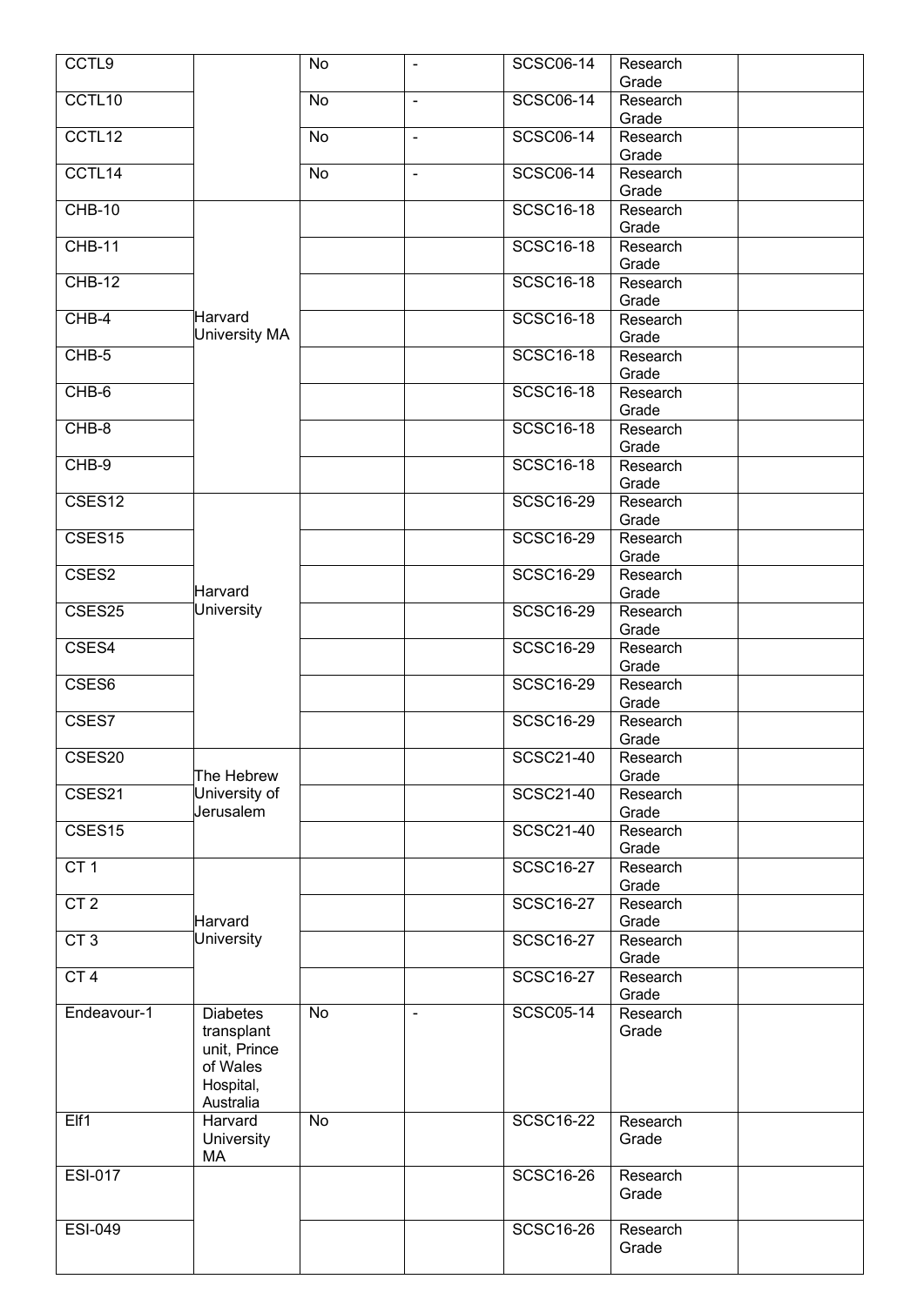| | | | | | | |
|---|---|---|---|---|---|---|
| CCTL9 | | No | - | SCSC06-14 | Research Grade | |
| CCTL10 | | No | - | SCSC06-14 | Research Grade | |
| CCTL12 | | No | - | SCSC06-14 | Research Grade | |
| CCTL14 | | No | - | SCSC06-14 | Research Grade | |
| CHB-10 | Harvard University MA | | | SCSC16-18 | Research Grade | |
| CHB-11 | | | | SCSC16-18 | Research Grade | |
| CHB-12 | | | | SCSC16-18 | Research Grade | |
| CHB-4 | | | | SCSC16-18 | Research Grade | |
| CHB-5 | | | | SCSC16-18 | Research Grade | |
| CHB-6 | | | | SCSC16-18 | Research Grade | |
| CHB-8 | | | | SCSC16-18 | Research Grade | |
| CHB-9 | | | | SCSC16-18 | Research Grade | |
| CSES12 | Harvard University | | | SCSC16-29 | Research Grade | |
| CSES15 | | | | SCSC16-29 | Research Grade | |
| CSES2 | | | | SCSC16-29 | Research Grade | |
| CSES25 | | | | SCSC16-29 | Research Grade | |
| CSES4 | | | | SCSC16-29 | Research Grade | |
| CSES6 | | | | SCSC16-29 | Research Grade | |
| CSES7 | | | | SCSC16-29 | Research Grade | |
| CSES20 | The Hebrew University of Jerusalem | | | SCSC21-40 | Research Grade | |
| CSES21 | | | | SCSC21-40 | Research Grade | |
| CSES15 | | | | SCSC21-40 | Research Grade | |
| CT 1 | Harvard University | | | SCSC16-27 | Research Grade | |
| CT 2 | | | | SCSC16-27 | Research Grade | |
| CT 3 | | | | SCSC16-27 | Research Grade | |
| CT 4 | | | | SCSC16-27 | Research Grade | |
| Endeavour-1 | Diabetes transplant unit, Prince of Wales Hospital, Australia | No | - | SCSC05-14 | Research Grade | |
| Elf1 | Harvard University MA | No | | SCSC16-22 | Research Grade | |
| ESI-017 | | | | SCSC16-26 | Research Grade | |
| ESI-049 | | | | SCSC16-26 | Research Grade | |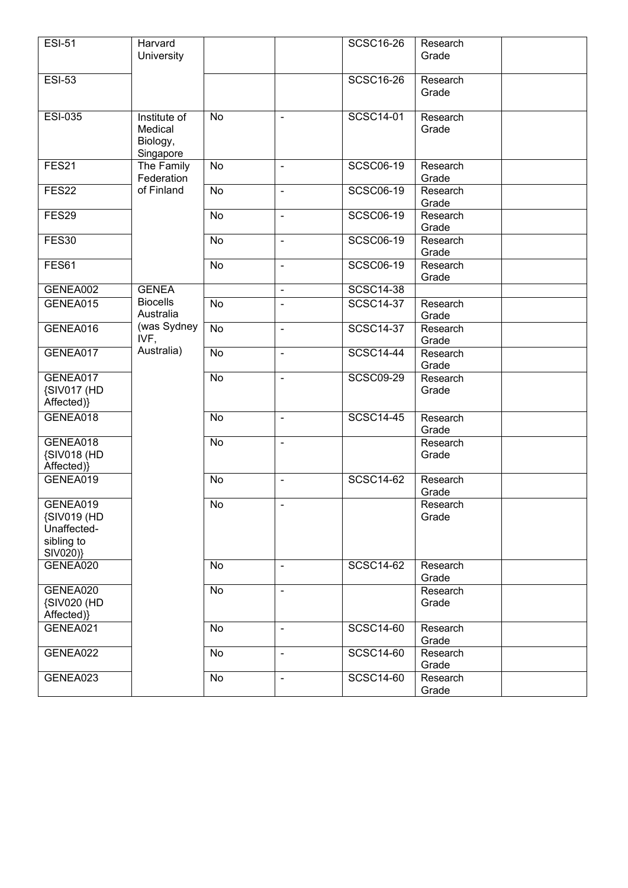| | | | | | | |
|---|---|---|---|---|---|---|
| ESI-51 | Harvard University | | | SCSC16-26 | Research Grade | |
| ESI-53 | | | | SCSC16-26 | Research Grade | |
| ESI-035 | Institute of Medical Biology, Singapore | No | - | SCSC14-01 | Research Grade | |
| FES21 | The Family Federation of Finland | No | - | SCSC06-19 | Research Grade | |
| FES22 | | No | - | SCSC06-19 | Research Grade | |
| FES29 | | No | - | SCSC06-19 | Research Grade | |
| FES30 | | No | - | SCSC06-19 | Research Grade | |
| FES61 | | No | - | SCSC06-19 | Research Grade | |
| GENEA002 | GENEA Biocells Australia (was Sydney IVF, Australia) | | - | SCSC14-38 | | |
| GENEA015 | | No | - | SCSC14-37 | Research Grade | |
| GENEA016 | | No | - | SCSC14-37 | Research Grade | |
| GENEA017 | | No | - | SCSC14-44 | Research Grade | |
| GENEA017 {SIV017 (HD Affected)} | | No | - | SCSC09-29 | Research Grade | |
| GENEA018 | | No | - | SCSC14-45 | Research Grade | |
| GENEA018 {SIV018 (HD Affected)} | | No | - | | Research Grade | |
| GENEA019 | | No | - | SCSC14-62 | Research Grade | |
| GENEA019 {SIV019 (HD Unaffected-sibling to SIV020)} | | No | - | | Research Grade | |
| GENEA020 | | No | - | SCSC14-62 | Research Grade | |
| GENEA020 {SIV020 (HD Affected)} | | No | - | | Research Grade | |
| GENEA021 | | No | - | SCSC14-60 | Research Grade | |
| GENEA022 | | No | - | SCSC14-60 | Research Grade | |
| GENEA023 | | No | - | SCSC14-60 | Research Grade | |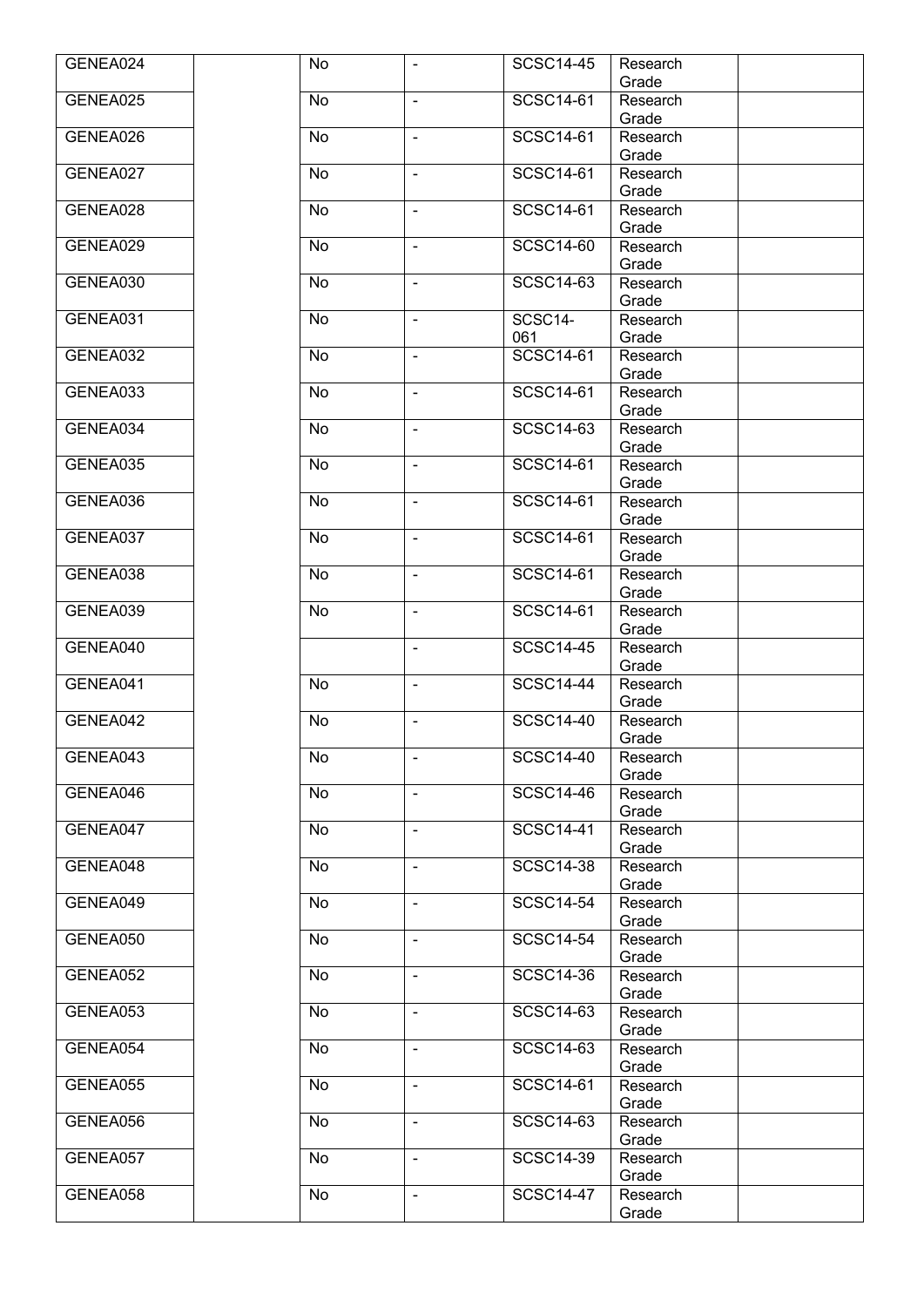| | | | | | | |
|---|---|---|---|---|---|---|
| GENEA024 | | No | - | SCSC14-45 | Research Grade | |
| GENEA025 | | No | - | SCSC14-61 | Research Grade | |
| GENEA026 | | No | - | SCSC14-61 | Research Grade | |
| GENEA027 | | No | - | SCSC14-61 | Research Grade | |
| GENEA028 | | No | - | SCSC14-61 | Research Grade | |
| GENEA029 | | No | - | SCSC14-60 | Research Grade | |
| GENEA030 | | No | - | SCSC14-63 | Research Grade | |
| GENEA031 | | No | - | SCSC14-061 | Research Grade | |
| GENEA032 | | No | - | SCSC14-61 | Research Grade | |
| GENEA033 | | No | - | SCSC14-61 | Research Grade | |
| GENEA034 | | No | - | SCSC14-63 | Research Grade | |
| GENEA035 | | No | - | SCSC14-61 | Research Grade | |
| GENEA036 | | No | - | SCSC14-61 | Research Grade | |
| GENEA037 | | No | - | SCSC14-61 | Research Grade | |
| GENEA038 | | No | - | SCSC14-61 | Research Grade | |
| GENEA039 | | No | - | SCSC14-61 | Research Grade | |
| GENEA040 | | | - | SCSC14-45 | Research Grade | |
| GENEA041 | | No | - | SCSC14-44 | Research Grade | |
| GENEA042 | | No | - | SCSC14-40 | Research Grade | |
| GENEA043 | | No | - | SCSC14-40 | Research Grade | |
| GENEA046 | | No | - | SCSC14-46 | Research Grade | |
| GENEA047 | | No | - | SCSC14-41 | Research Grade | |
| GENEA048 | | No | - | SCSC14-38 | Research Grade | |
| GENEA049 | | No | - | SCSC14-54 | Research Grade | |
| GENEA050 | | No | - | SCSC14-54 | Research Grade | |
| GENEA052 | | No | - | SCSC14-36 | Research Grade | |
| GENEA053 | | No | - | SCSC14-63 | Research Grade | |
| GENEA054 | | No | - | SCSC14-63 | Research Grade | |
| GENEA055 | | No | - | SCSC14-61 | Research Grade | |
| GENEA056 | | No | - | SCSC14-63 | Research Grade | |
| GENEA057 | | No | - | SCSC14-39 | Research Grade | |
| GENEA058 | | No | - | SCSC14-47 | Research Grade | |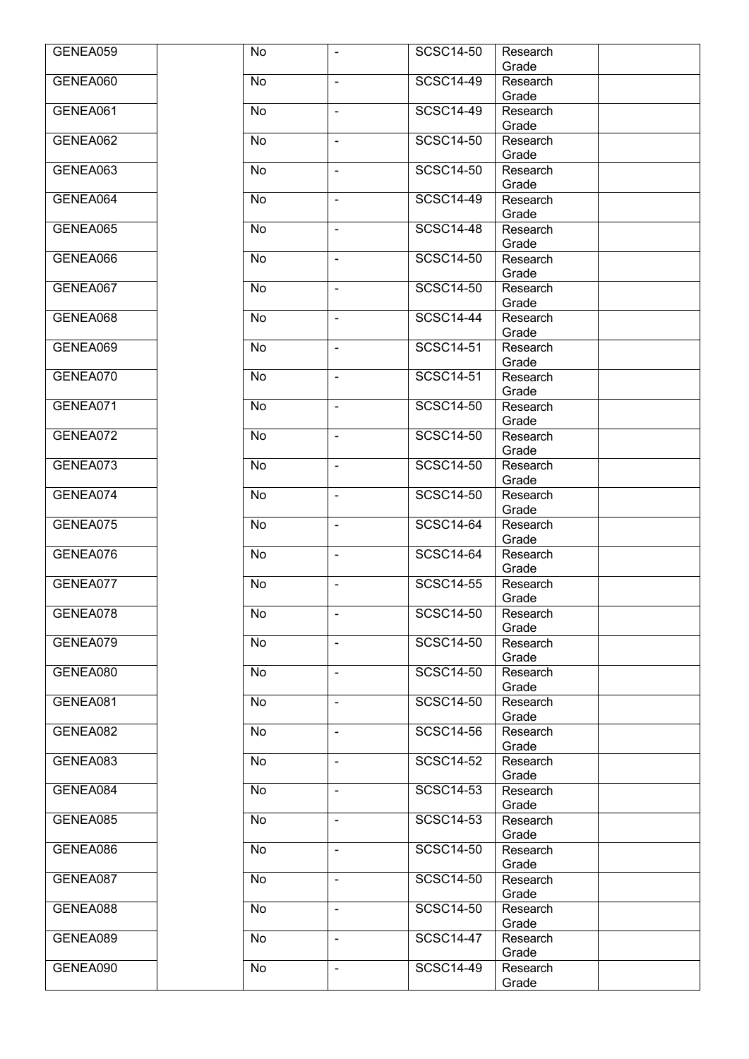| | | | | | | |
|---|---|---|---|---|---|---|
| GENEA059 | | No | - | SCSC14-50 | Research Grade | |
| GENEA060 | | No | - | SCSC14-49 | Research Grade | |
| GENEA061 | | No | - | SCSC14-49 | Research Grade | |
| GENEA062 | | No | - | SCSC14-50 | Research Grade | |
| GENEA063 | | No | - | SCSC14-50 | Research Grade | |
| GENEA064 | | No | - | SCSC14-49 | Research Grade | |
| GENEA065 | | No | - | SCSC14-48 | Research Grade | |
| GENEA066 | | No | - | SCSC14-50 | Research Grade | |
| GENEA067 | | No | - | SCSC14-50 | Research Grade | |
| GENEA068 | | No | - | SCSC14-44 | Research Grade | |
| GENEA069 | | No | - | SCSC14-51 | Research Grade | |
| GENEA070 | | No | - | SCSC14-51 | Research Grade | |
| GENEA071 | | No | - | SCSC14-50 | Research Grade | |
| GENEA072 | | No | - | SCSC14-50 | Research Grade | |
| GENEA073 | | No | - | SCSC14-50 | Research Grade | |
| GENEA074 | | No | - | SCSC14-50 | Research Grade | |
| GENEA075 | | No | - | SCSC14-64 | Research Grade | |
| GENEA076 | | No | - | SCSC14-64 | Research Grade | |
| GENEA077 | | No | - | SCSC14-55 | Research Grade | |
| GENEA078 | | No | - | SCSC14-50 | Research Grade | |
| GENEA079 | | No | - | SCSC14-50 | Research Grade | |
| GENEA080 | | No | - | SCSC14-50 | Research Grade | |
| GENEA081 | | No | - | SCSC14-50 | Research Grade | |
| GENEA082 | | No | - | SCSC14-56 | Research Grade | |
| GENEA083 | | No | - | SCSC14-52 | Research Grade | |
| GENEA084 | | No | - | SCSC14-53 | Research Grade | |
| GENEA085 | | No | - | SCSC14-53 | Research Grade | |
| GENEA086 | | No | - | SCSC14-50 | Research Grade | |
| GENEA087 | | No | - | SCSC14-50 | Research Grade | |
| GENEA088 | | No | - | SCSC14-50 | Research Grade | |
| GENEA089 | | No | - | SCSC14-47 | Research Grade | |
| GENEA090 | | No | - | SCSC14-49 | Research Grade | |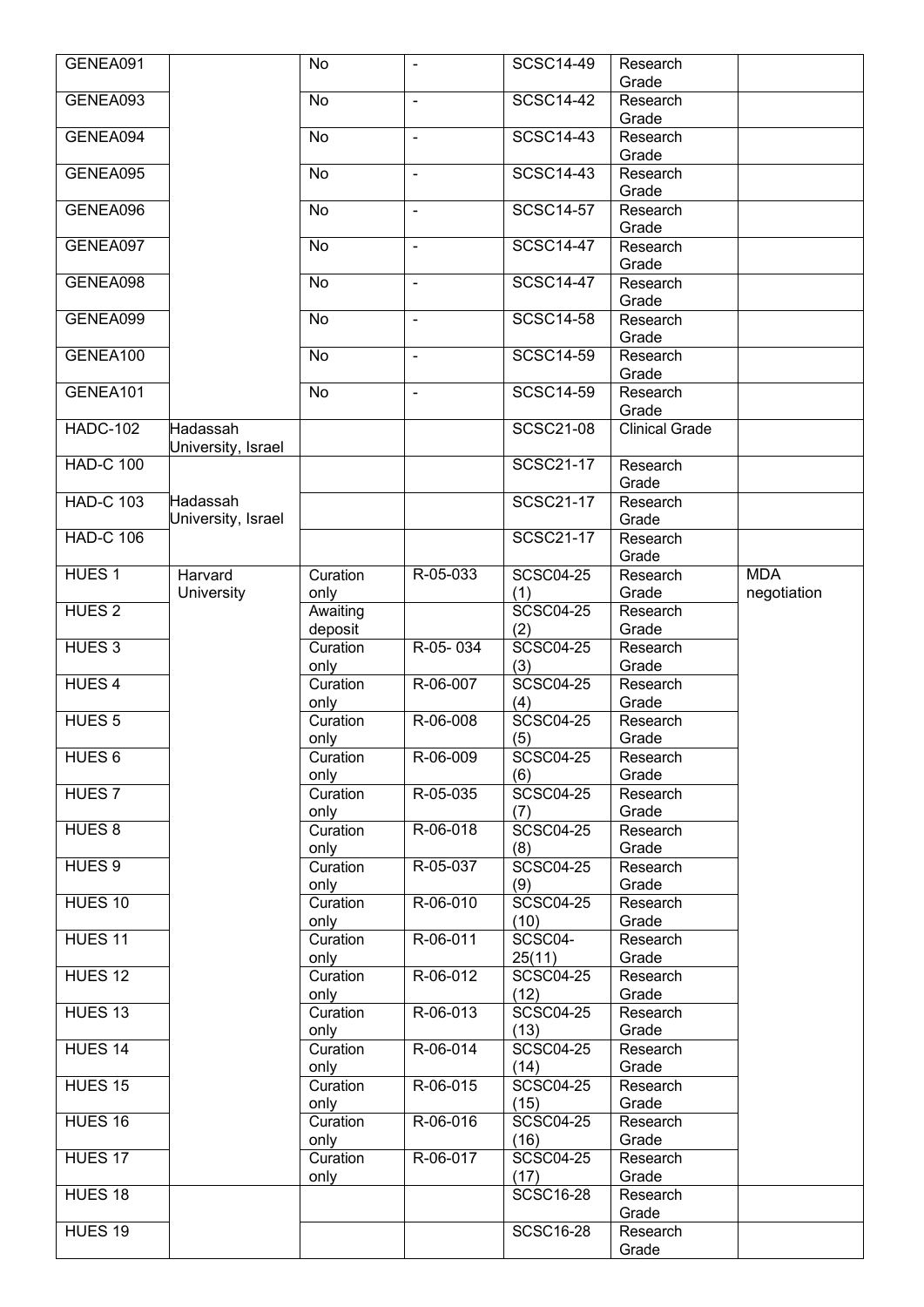| | | | | | | |
|---|---|---|---|---|---|---|
| GENEA091 | | No | - | SCSC14-49 | Research Grade | |
| GENEA093 | | No | - | SCSC14-42 | Research Grade | |
| GENEA094 | | No | - | SCSC14-43 | Research Grade | |
| GENEA095 | | No | - | SCSC14-43 | Research Grade | |
| GENEA096 | | No | - | SCSC14-57 | Research Grade | |
| GENEA097 | | No | - | SCSC14-47 | Research Grade | |
| GENEA098 | | No | - | SCSC14-47 | Research Grade | |
| GENEA099 | | No | - | SCSC14-58 | Research Grade | |
| GENEA100 | | No | - | SCSC14-59 | Research Grade | |
| GENEA101 | | No | - | SCSC14-59 | Research Grade | |
| HADC-102 | Hadassah University, Israel | | | SCSC21-08 | Clinical Grade | |
| HAD-C 100 | | | | SCSC21-17 | Research Grade | |
| HAD-C 103 | Hadassah University, Israel | | | SCSC21-17 | Research Grade | |
| HAD-C 106 | | | | SCSC21-17 | Research Grade | |
| HUES 1 | Harvard University | Curation only | R-05-033 | SCSC04-25 (1) | Research Grade | MDA negotiation |
| HUES 2 | | Awaiting deposit | | SCSC04-25 (2) | Research Grade | |
| HUES 3 | | Curation only | R-05- 034 | SCSC04-25 (3) | Research Grade | |
| HUES 4 | | Curation only | R-06-007 | SCSC04-25 (4) | Research Grade | |
| HUES 5 | | Curation only | R-06-008 | SCSC04-25 (5) | Research Grade | |
| HUES 6 | | Curation only | R-06-009 | SCSC04-25 (6) | Research Grade | |
| HUES 7 | | Curation only | R-05-035 | SCSC04-25 (7) | Research Grade | |
| HUES 8 | | Curation only | R-06-018 | SCSC04-25 (8) | Research Grade | |
| HUES 9 | | Curation only | R-05-037 | SCSC04-25 (9) | Research Grade | |
| HUES 10 | | Curation only | R-06-010 | SCSC04-25 (10) | Research Grade | |
| HUES 11 | | Curation only | R-06-011 | SCSC04-25(11) | Research Grade | |
| HUES 12 | | Curation only | R-06-012 | SCSC04-25 (12) | Research Grade | |
| HUES 13 | | Curation only | R-06-013 | SCSC04-25 (13) | Research Grade | |
| HUES 14 | | Curation only | R-06-014 | SCSC04-25 (14) | Research Grade | |
| HUES 15 | | Curation only | R-06-015 | SCSC04-25 (15) | Research Grade | |
| HUES 16 | | Curation only | R-06-016 | SCSC04-25 (16) | Research Grade | |
| HUES 17 | | Curation only | R-06-017 | SCSC04-25 (17) | Research Grade | |
| HUES 18 | | | | SCSC16-28 | Research Grade | |
| HUES 19 | | | | SCSC16-28 | Research Grade | |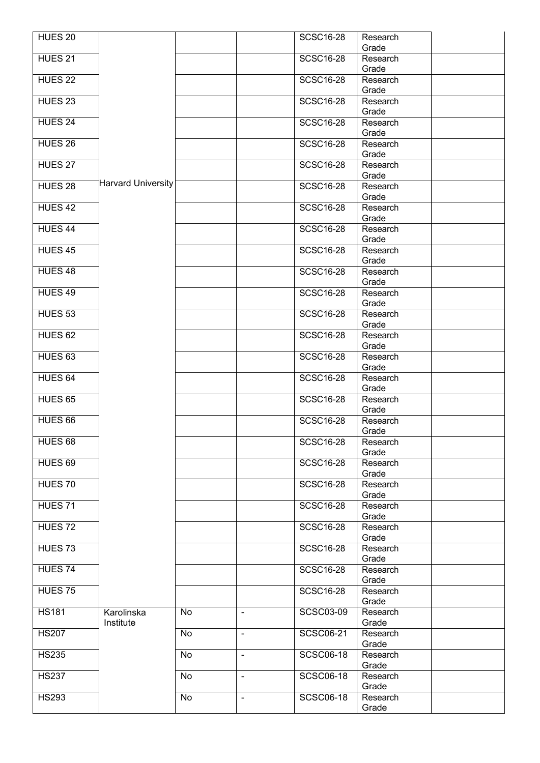| | | | | | | |
|---|---|---|---|---|---|---|
| HUES 20 | Harvard University | | | SCSC16-28 | Research Grade | |
| HUES 21 | | | | SCSC16-28 | Research Grade | |
| HUES 22 | | | | SCSC16-28 | Research Grade | |
| HUES 23 | | | | SCSC16-28 | Research Grade | |
| HUES 24 | | | | SCSC16-28 | Research Grade | |
| HUES 26 | | | | SCSC16-28 | Research Grade | |
| HUES 27 | | | | SCSC16-28 | Research Grade | |
| HUES 28 | | | | SCSC16-28 | Research Grade | |
| HUES 42 | | | | SCSC16-28 | Research Grade | |
| HUES 44 | | | | SCSC16-28 | Research Grade | |
| HUES 45 | | | | SCSC16-28 | Research Grade | |
| HUES 48 | | | | SCSC16-28 | Research Grade | |
| HUES 49 | | | | SCSC16-28 | Research Grade | |
| HUES 53 | | | | SCSC16-28 | Research Grade | |
| HUES 62 | | | | SCSC16-28 | Research Grade | |
| HUES 63 | | | | SCSC16-28 | Research Grade | |
| HUES 64 | | | | SCSC16-28 | Research Grade | |
| HUES 65 | | | | SCSC16-28 | Research Grade | |
| HUES 66 | | | | SCSC16-28 | Research Grade | |
| HUES 68 | | | | SCSC16-28 | Research Grade | |
| HUES 69 | | | | SCSC16-28 | Research Grade | |
| HUES 70 | | | | SCSC16-28 | Research Grade | |
| HUES 71 | | | | SCSC16-28 | Research Grade | |
| HUES 72 | | | | SCSC16-28 | Research Grade | |
| HUES 73 | | | | SCSC16-28 | Research Grade | |
| HUES 74 | | | | SCSC16-28 | Research Grade | |
| HUES 75 | | | | SCSC16-28 | Research Grade | |
| HS181 | Karolinska Institute | No | - | SCSC03-09 | Research Grade | |
| HS207 | | No | - | SCSC06-21 | Research Grade | |
| HS235 | | No | - | SCSC06-18 | Research Grade | |
| HS237 | | No | - | SCSC06-18 | Research Grade | |
| HS293 | | No | - | SCSC06-18 | Research Grade | |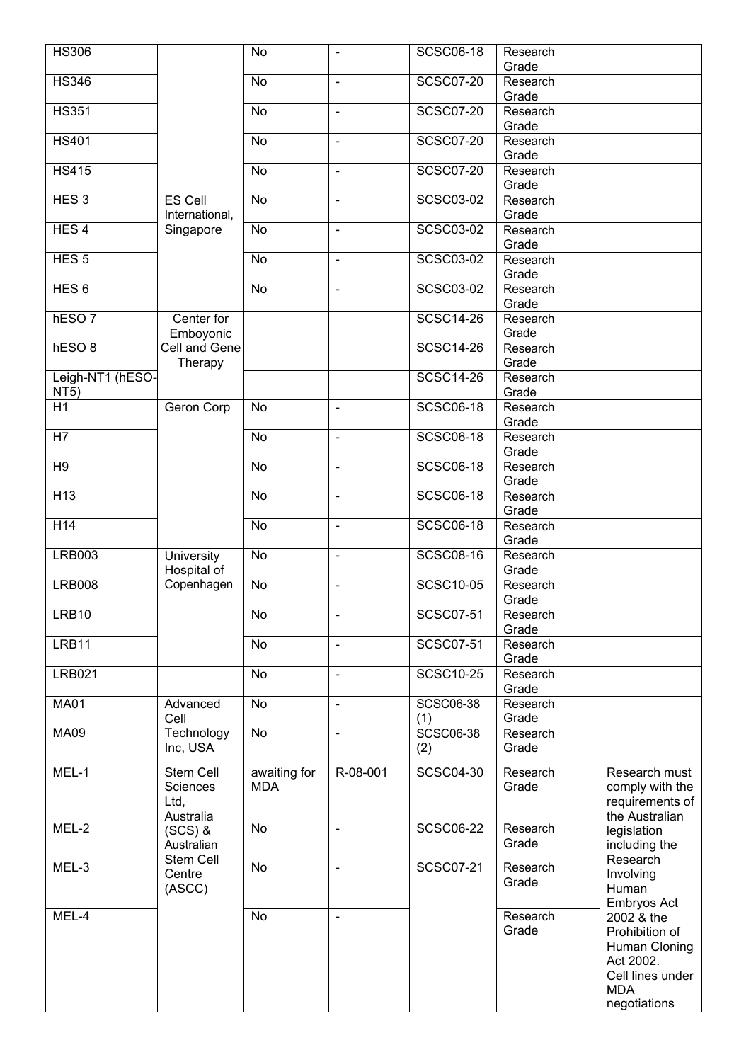| | | | | | | |
|---|---|---|---|---|---|---|
| HS306 | | No | - | SCSC06-18 | Research Grade | |
| HS346 | | No | - | SCSC07-20 | Research Grade | |
| HS351 | | No | - | SCSC07-20 | Research Grade | |
| HS401 | | No | - | SCSC07-20 | Research Grade | |
| HS415 | | No | - | SCSC07-20 | Research Grade | |
| HES 3 | ES Cell International, Singapore | No | - | SCSC03-02 | Research Grade | |
| HES 4 | | No | - | SCSC03-02 | Research Grade | |
| HES 5 | | No | - | SCSC03-02 | Research Grade | |
| HES 6 | | No | - | SCSC03-02 | Research Grade | |
| hESO 7 | Center for Emboyonic Cell and Gene Therapy | | | SCSC14-26 | Research Grade | |
| hESO 8 | | | | SCSC14-26 | Research Grade | |
| Leigh-NT1 (hESO-NT5) | | | | SCSC14-26 | Research Grade | |
| H1 | Geron Corp | No | - | SCSC06-18 | Research Grade | |
| H7 | | No | - | SCSC06-18 | Research Grade | |
| H9 | | No | - | SCSC06-18 | Research Grade | |
| H13 | | No | - | SCSC06-18 | Research Grade | |
| H14 | | No | - | SCSC06-18 | Research Grade | |
| LRB003 | University Hospital of Copenhagen | No | - | SCSC08-16 | Research Grade | |
| LRB008 | | No | - | SCSC10-05 | Research Grade | |
| LRB10 | | No | - | SCSC07-51 | Research Grade | |
| LRB11 | | No | - | SCSC07-51 | Research Grade | |
| LRB021 | | No | - | SCSC10-25 | Research Grade | |
| MA01 | Advanced Cell Technology Inc, USA | No | - | SCSC06-38 (1) | Research Grade | |
| MA09 | | No | - | SCSC06-38 (2) | Research Grade | |
| MEL-1 | Stem Cell Sciences Ltd, Australia (SCS) & Australian Stem Cell Centre (ASCC) | awaiting for MDA | R-08-001 | SCSC04-30 | Research Grade | Research must comply with the requirements of the Australian legislation including the Research Involving Human Embryos Act 2002 & the Prohibition of Human Cloning Act 2002. Cell lines under MDA negotiations |
| MEL-2 | | No | - | SCSC06-22 | Research Grade | |
| MEL-3 | | No | - | SCSC07-21 | Research Grade | |
| MEL-4 | | No | - | | Research Grade | |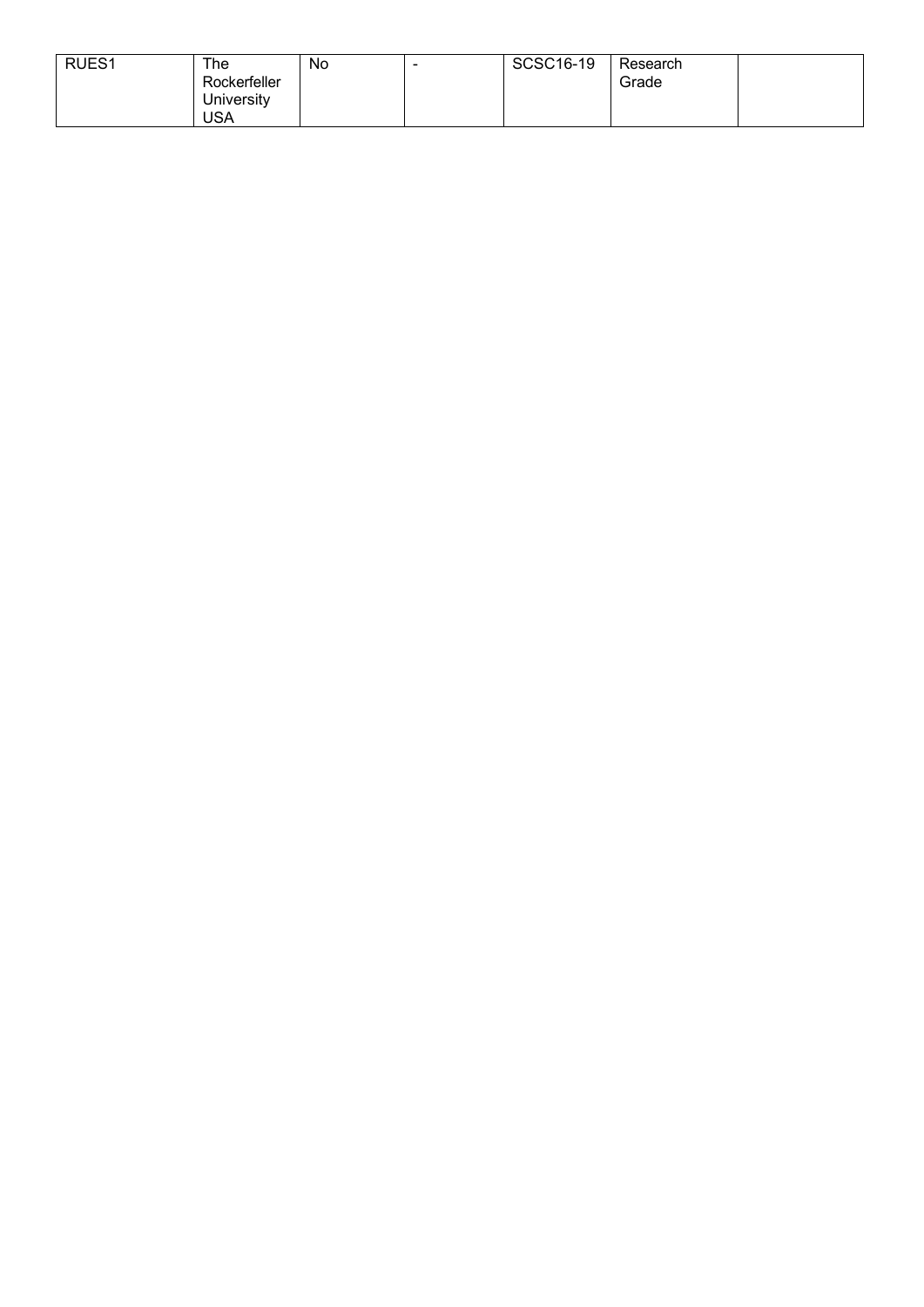| RUES1 | The Rockerfeller University USA | No | - | SCSC16-19 | Research Grade | |
|---|---|---|---|---|---|---|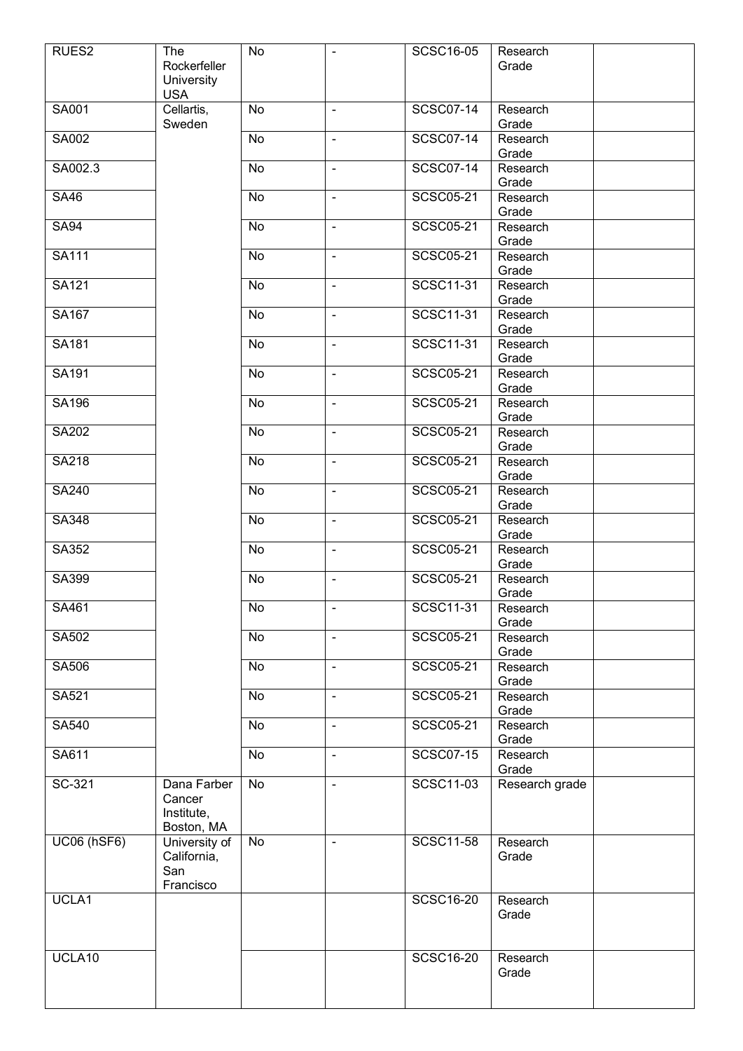| RUES2 | The Rockerfeller University USA | No | - | SCSC16-05 | Research Grade | |
|---|---|---|---|---|---|---|
| SA001 | Cellartis, Sweden | No | - | SCSC07-14 | Research Grade | |
| SA002 | | No | - | SCSC07-14 | Research Grade | |
| SA002.3 | | No | - | SCSC07-14 | Research Grade | |
| SA46 | | No | - | SCSC05-21 | Research Grade | |
| SA94 | | No | - | SCSC05-21 | Research Grade | |
| SA111 | | No | - | SCSC05-21 | Research Grade | |
| SA121 | | No | - | SCSC11-31 | Research Grade | |
| SA167 | | No | - | SCSC11-31 | Research Grade | |
| SA181 | | No | - | SCSC11-31 | Research Grade | |
| SA191 | | No | - | SCSC05-21 | Research Grade | |
| SA196 | | No | - | SCSC05-21 | Research Grade | |
| SA202 | | No | - | SCSC05-21 | Research Grade | |
| SA218 | | No | - | SCSC05-21 | Research Grade | |
| SA240 | | No | - | SCSC05-21 | Research Grade | |
| SA348 | | No | - | SCSC05-21 | Research Grade | |
| SA352 | | No | - | SCSC05-21 | Research Grade | |
| SA399 | | No | - | SCSC05-21 | Research Grade | |
| SA461 | | No | - | SCSC11-31 | Research Grade | |
| SA502 | | No | - | SCSC05-21 | Research Grade | |
| SA506 | | No | - | SCSC05-21 | Research Grade | |
| SA521 | | No | - | SCSC05-21 | Research Grade | |
| SA540 | | No | - | SCSC05-21 | Research Grade | |
| SA611 | | No | - | SCSC07-15 | Research Grade | |
| SC-321 | Dana Farber Cancer Institute, Boston, MA | No | - | SCSC11-03 | Research grade | |
| UC06 (hSF6) | University of California, San Francisco | No | - | SCSC11-58 | Research Grade | |
| UCLA1 | | | | SCSC16-20 | Research Grade | |
| UCLA10 | | | | SCSC16-20 | Research Grade | |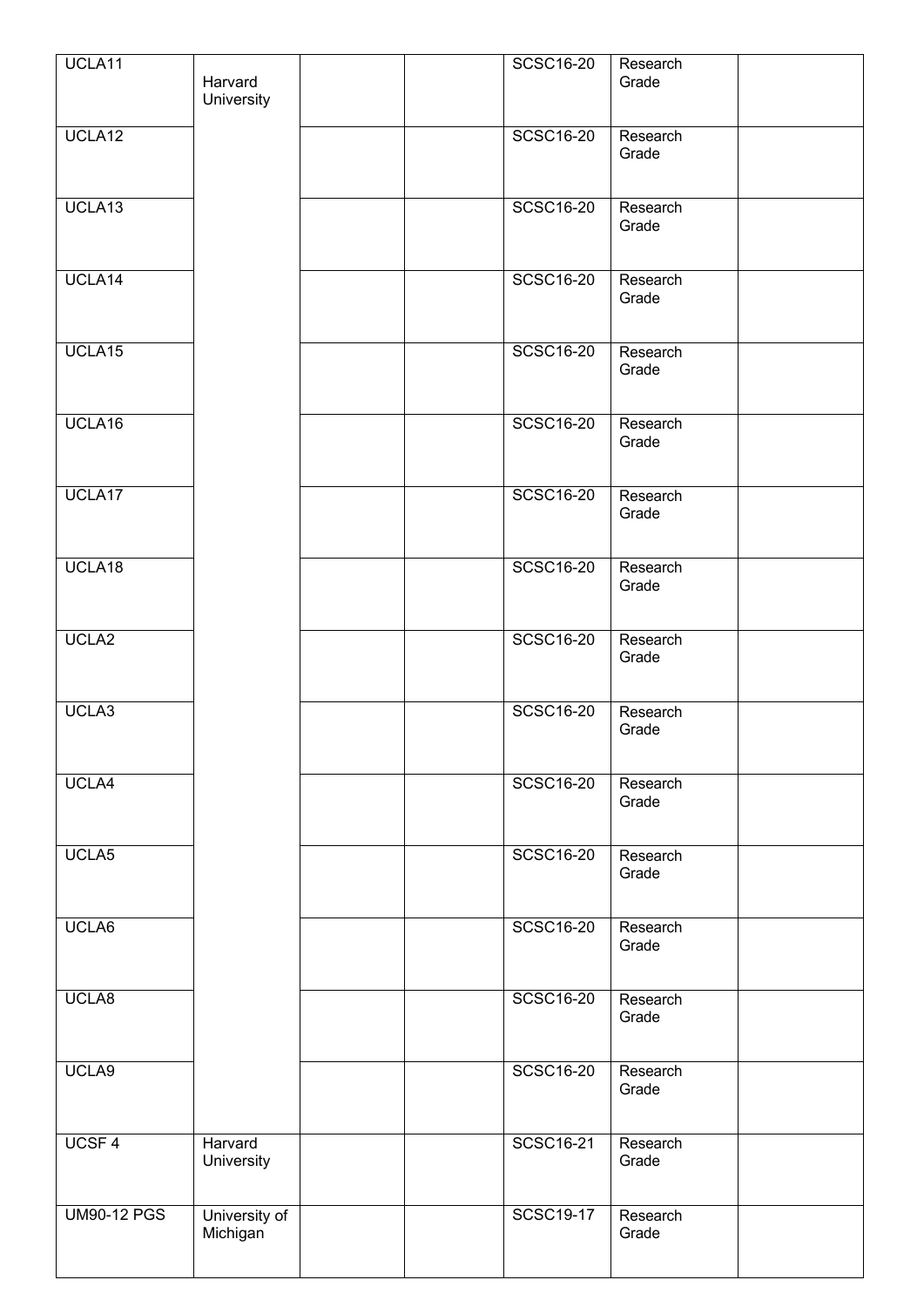| | | | | | | |
|---|---|---|---|---|---|---|
| UCLA11 | Harvard University | | | SCSC16-20 | Research Grade | |
| UCLA12 | | | | SCSC16-20 | Research Grade | |
| UCLA13 | | | | SCSC16-20 | Research Grade | |
| UCLA14 | | | | SCSC16-20 | Research Grade | |
| UCLA15 | | | | SCSC16-20 | Research Grade | |
| UCLA16 | | | | SCSC16-20 | Research Grade | |
| UCLA17 | | | | SCSC16-20 | Research Grade | |
| UCLA18 | | | | SCSC16-20 | Research Grade | |
| UCLA2 | | | | SCSC16-20 | Research Grade | |
| UCLA3 | | | | SCSC16-20 | Research Grade | |
| UCLA4 | | | | SCSC16-20 | Research Grade | |
| UCLA5 | | | | SCSC16-20 | Research Grade | |
| UCLA6 | | | | SCSC16-20 | Research Grade | |
| UCLA8 | | | | SCSC16-20 | Research Grade | |
| UCLA9 | | | | SCSC16-20 | Research Grade | |
| UCSF 4 | Harvard University | | | SCSC16-21 | Research Grade | |
| UM90-12 PGS | University of Michigan | | | SCSC19-17 | Research Grade | |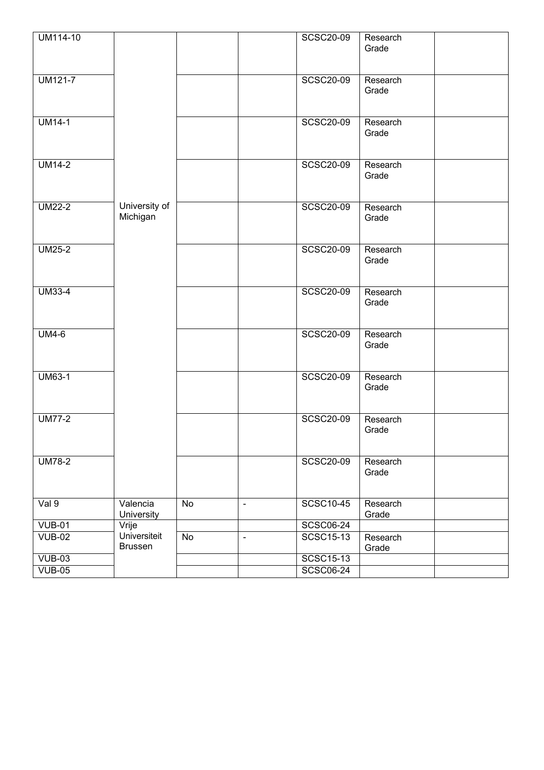| | | | | | | |
|---|---|---|---|---|---|---|
| UM114-10 | | | | SCSC20-09 | Research Grade | |
| UM121-7 | | | | SCSC20-09 | Research Grade | |
| UM14-1 | | | | SCSC20-09 | Research Grade | |
| UM14-2 | | | | SCSC20-09 | Research Grade | |
| UM22-2 | University of Michigan | | | SCSC20-09 | Research Grade | |
| UM25-2 | | | | SCSC20-09 | Research Grade | |
| UM33-4 | | | | SCSC20-09 | Research Grade | |
| UM4-6 | | | | SCSC20-09 | Research Grade | |
| UM63-1 | | | | SCSC20-09 | Research Grade | |
| UM77-2 | | | | SCSC20-09 | Research Grade | |
| UM78-2 | | | | SCSC20-09 | Research Grade | |
| Val 9 | Valencia University | No | - | SCSC10-45 | Research Grade | |
| VUB-01 | Vrije Universiteit Brussen | | | SCSC06-24 | | |
| VUB-02 | | No | - | SCSC15-13 | Research Grade | |
| VUB-03 | | | | SCSC15-13 | | |
| VUB-05 | | | | SCSC06-24 | | |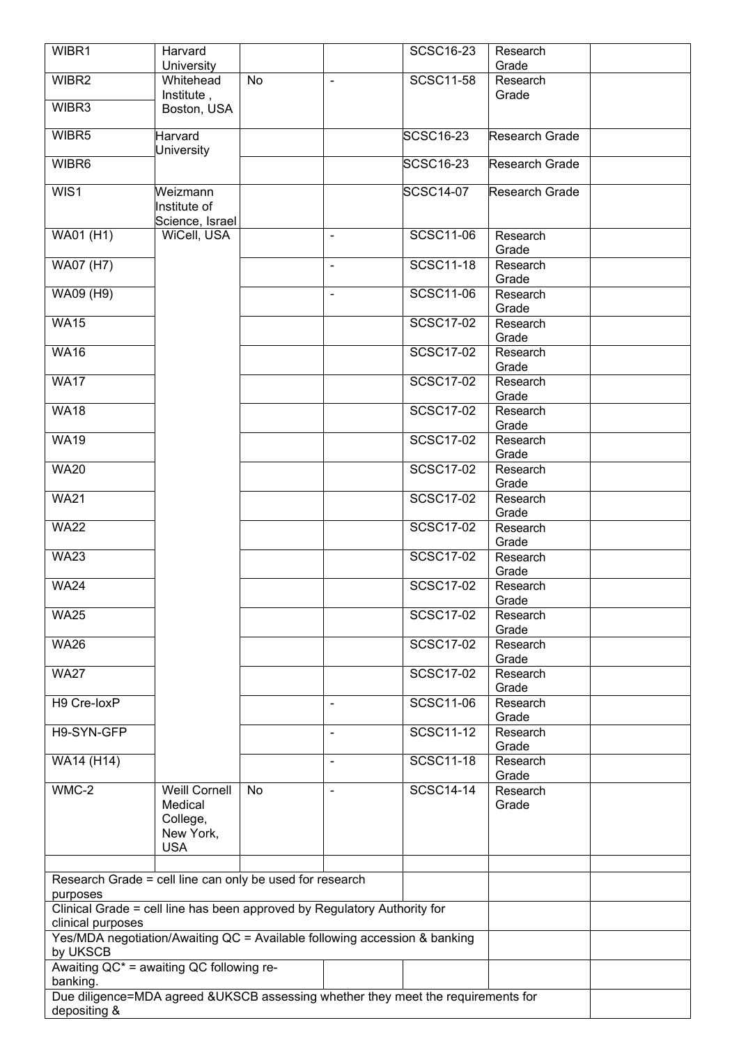| | | | | | | |
|---|---|---|---|---|---|---|
| WIBR1 | Harvard University | | | SCSC16-23 | Research Grade | |
| WIBR2 | Whitehead Institute , Boston, USA | No | - | SCSC11-58 | Research Grade | |
| WIBR3 | | | | | | |
| WIBR5 | Harvard University | | | SCSC16-23 | Research Grade | |
| WIBR6 | | | | SCSC16-23 | Research Grade | |
| WIS1 | Weizmann Institute of Science, Israel | | | SCSC14-07 | Research Grade | |
| WA01 (H1) | WiCell, USA | | - | SCSC11-06 | Research Grade | |
| WA07 (H7) | | | - | SCSC11-18 | Research Grade | |
| WA09 (H9) | | | - | SCSC11-06 | Research Grade | |
| WA15 | | | | SCSC17-02 | Research Grade | |
| WA16 | | | | SCSC17-02 | Research Grade | |
| WA17 | | | | SCSC17-02 | Research Grade | |
| WA18 | | | | SCSC17-02 | Research Grade | |
| WA19 | | | | SCSC17-02 | Research Grade | |
| WA20 | | | | SCSC17-02 | Research Grade | |
| WA21 | | | | SCSC17-02 | Research Grade | |
| WA22 | | | | SCSC17-02 | Research Grade | |
| WA23 | | | | SCSC17-02 | Research Grade | |
| WA24 | | | | SCSC17-02 | Research Grade | |
| WA25 | | | | SCSC17-02 | Research Grade | |
| WA26 | | | | SCSC17-02 | Research Grade | |
| WA27 | | | | SCSC17-02 | Research Grade | |
| H9 Cre-loxP | | | - | SCSC11-06 | Research Grade | |
| H9-SYN-GFP | | | - | SCSC11-12 | Research Grade | |
| WA14 (H14) | | | - | SCSC11-18 | Research Grade | |
| WMC-2 | Weill Cornell Medical College, New York, USA | No | - | SCSC14-14 | Research Grade | |
| | | | | | | |

Research Grade = cell line can only be used for research purposes

Clinical Grade = cell line has been approved by Regulatory Authority for clinical purposes

Yes/MDA negotiation/Awaiting QC = Available following accession & banking by UKSCB

Awaiting QC* = awaiting QC following re-banking.

Due diligence=MDA agreed &UKSCB assessing whether they meet the requirements for depositing &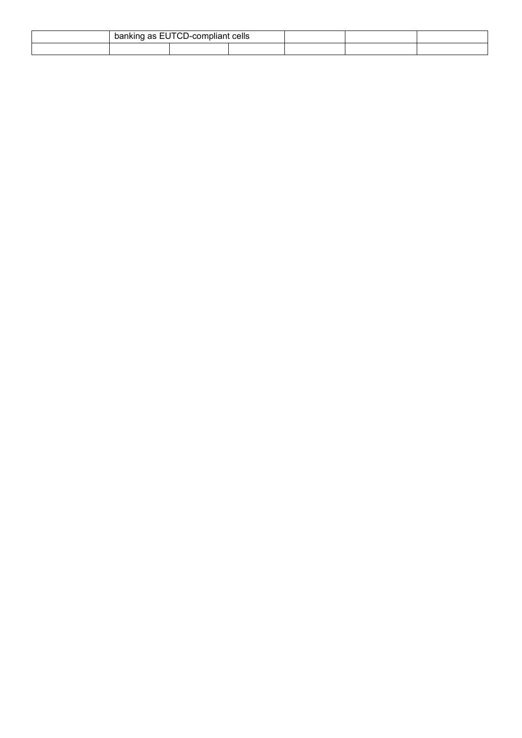| | | | | | | |
|---|---|---|---|---|---|---|
| | banking as EUTCD-compliant cells | | | | | |
| | | | | | | |